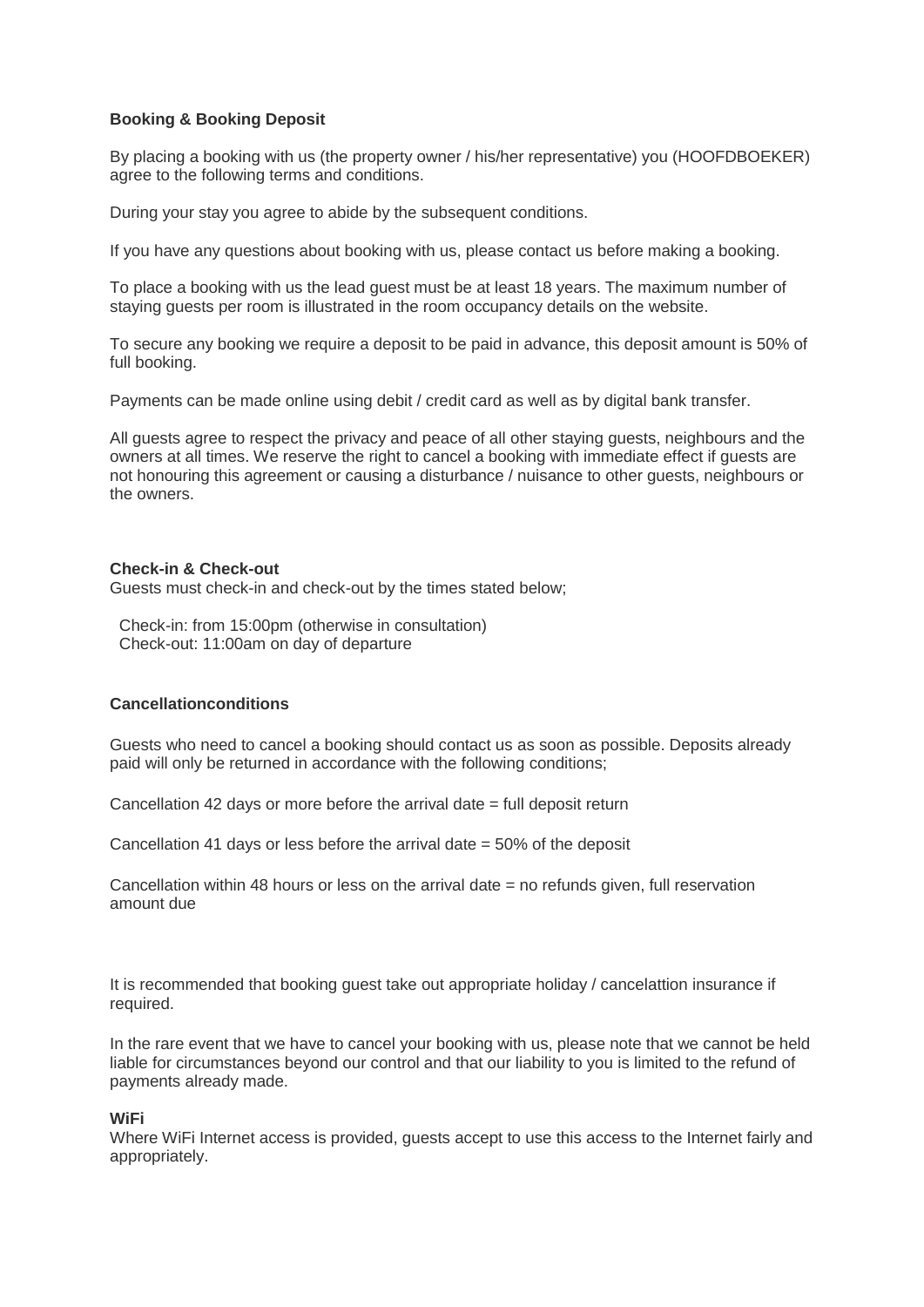**Booking & Booking Deposit**

By placing a booking with us (the property owner / his/her representative) you (HOOFDBOEKER) agree to the following terms and conditions.

During your stay you agree to abide by the subsequent conditions.

If you have any questions about booking with us, please contact us before making a booking.

To place a booking with us the lead guest must be at least 18 years. The maximum number of staying guests per room is illustrated in the room occupancy details on the website.

To secure any booking we require a deposit to be paid in advance, this deposit amount is 50% of full booking.

Payments can be made online using debit / credit card as well as by digital bank transfer.

All guests agree to respect the privacy and peace of all other staying guests, neighbours and the owners at all times. We reserve the right to cancel a booking with immediate effect if guests are not honouring this agreement or causing a disturbance / nuisance to other guests, neighbours or the owners.

**Check-in & Check-out**

Guests must check-in and check-out by the times stated below;

Check-in: from 15:00pm (otherwise in consultation)
Check-out: 11:00am on day of departure

**Cancellationconditions**

Guests who need to cancel a booking should contact us as soon as possible. Deposits already paid will only be returned in accordance with the following conditions;

Cancellation 42 days or more before the arrival date = full deposit return

Cancellation 41 days or less before the arrival date = 50% of the deposit

Cancellation within 48 hours or less on the arrival date = no refunds given, full reservation amount due

It is recommended that booking guest take out appropriate holiday / cancelattion insurance if required.

In the rare event that we have to cancel your booking with us, please note that we cannot be held liable for circumstances beyond our control and that our liability to you is limited to the refund of payments already made.

**WiFi**

Where WiFi Internet access is provided, guests accept to use this access to the Internet fairly and appropriately.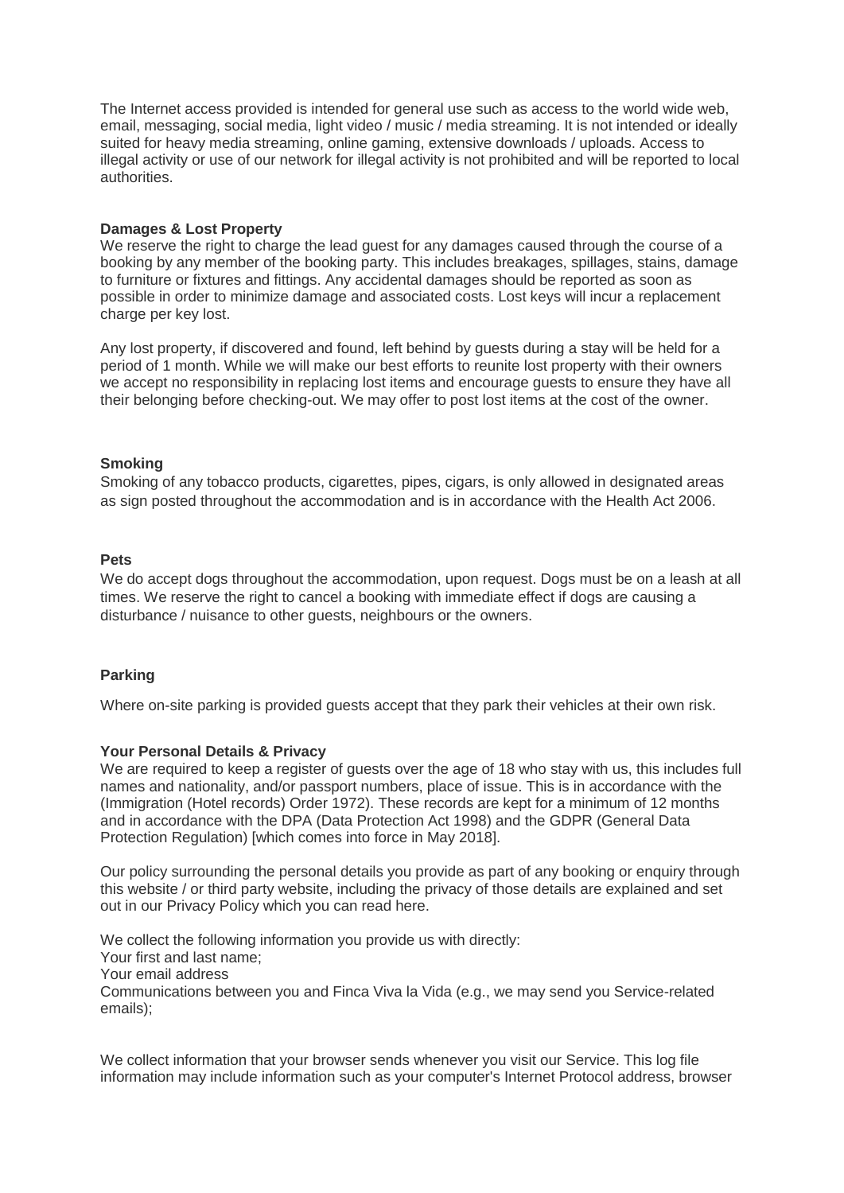The Internet access provided is intended for general use such as access to the world wide web, email, messaging, social media, light video / music / media streaming. It is not intended or ideally suited for heavy media streaming, online gaming, extensive downloads / uploads. Access to illegal activity or use of our network for illegal activity is not prohibited and will be reported to local authorities.

**Damages & Lost Property**

We reserve the right to charge the lead guest for any damages caused through the course of a booking by any member of the booking party. This includes breakages, spillages, stains, damage to furniture or fixtures and fittings. Any accidental damages should be reported as soon as possible in order to minimize damage and associated costs. Lost keys will incur a replacement charge per key lost.

Any lost property, if discovered and found, left behind by guests during a stay will be held for a period of 1 month. While we will make our best efforts to reunite lost property with their owners we accept no responsibility in replacing lost items and encourage guests to ensure they have all their belonging before checking-out. We may offer to post lost items at the cost of the owner.

**Smoking**

Smoking of any tobacco products, cigarettes, pipes, cigars, is only allowed in designated areas as sign posted throughout the accommodation and is in accordance with the Health Act 2006.

**Pets**

We do accept dogs throughout the accommodation, upon request. Dogs must be on a leash at all times. We reserve the right to cancel a booking with immediate effect if dogs are causing a disturbance / nuisance to other guests, neighbours or the owners.

**Parking**

Where on-site parking is provided guests accept that they park their vehicles at their own risk.

**Your Personal Details & Privacy**

We are required to keep a register of guests over the age of 18 who stay with us, this includes full names and nationality, and/or passport numbers, place of issue. This is in accordance with the (Immigration (Hotel records) Order 1972). These records are kept for a minimum of 12 months and in accordance with the DPA (Data Protection Act 1998) and the GDPR (General Data Protection Regulation) [which comes into force in May 2018].

Our policy surrounding the personal details you provide as part of any booking or enquiry through this website / or third party website, including the privacy of those details are explained and set out in our Privacy Policy which you can read here.

We collect the following information you provide us with directly:
Your first and last name;
Your email address
Communications between you and Finca Viva la Vida (e.g., we may send you Service-related emails);

We collect information that your browser sends whenever you visit our Service. This log file information may include information such as your computer's Internet Protocol address, browser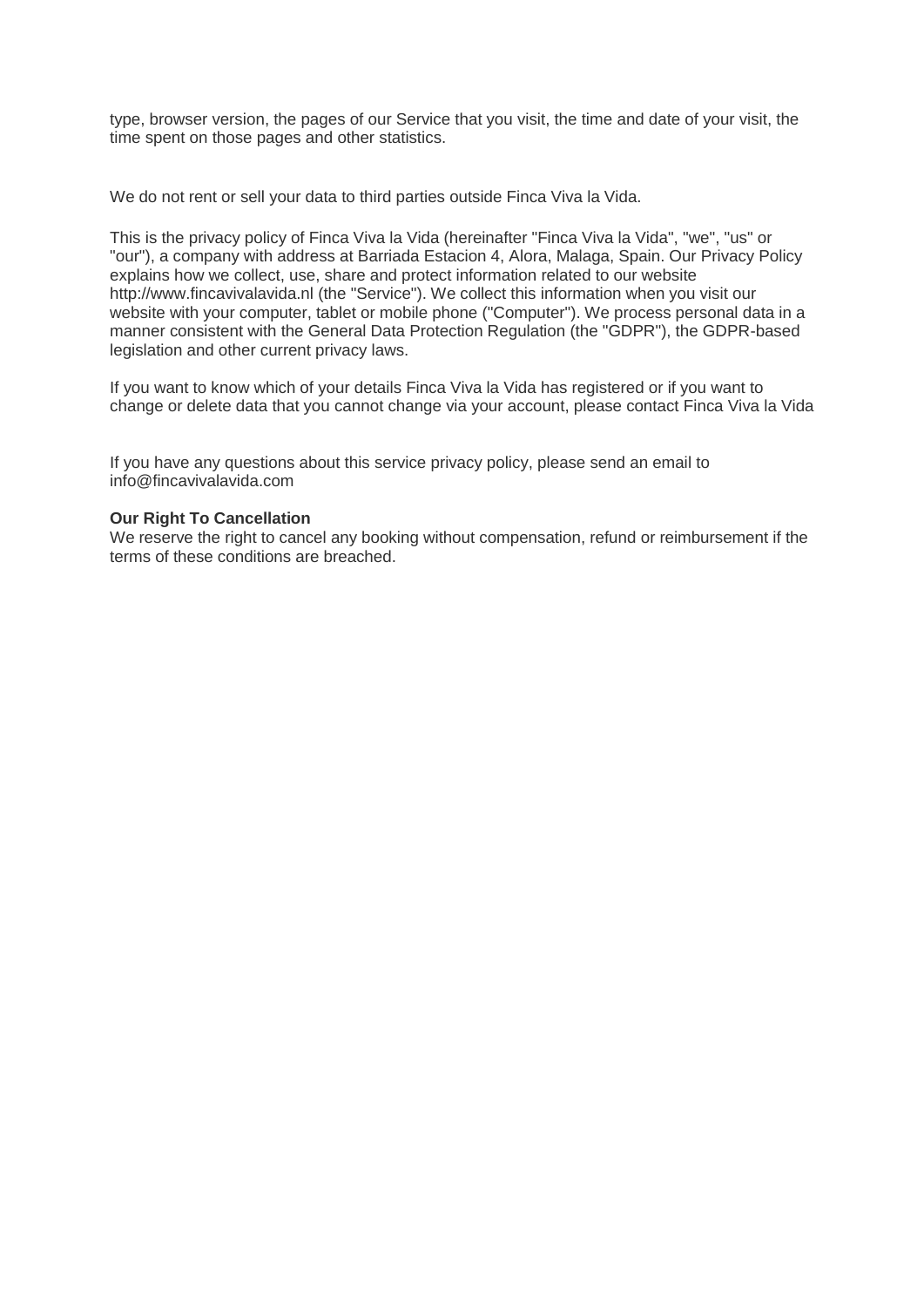type, browser version, the pages of our Service that you visit, the time and date of your visit, the time spent on those pages and other statistics.

We do not rent or sell your data to third parties outside Finca Viva la Vida.

This is the privacy policy of Finca Viva la Vida (hereinafter "Finca Viva la Vida", "we", "us" or "our"), a company with address at Barriada Estacion 4, Alora, Malaga, Spain. Our Privacy Policy explains how we collect, use, share and protect information related to our website http://www.fincavivalavida.nl (the "Service"). We collect this information when you visit our website with your computer, tablet or mobile phone ("Computer"). We process personal data in a manner consistent with the General Data Protection Regulation (the "GDPR"), the GDPR-based legislation and other current privacy laws.

If you want to know which of your details Finca Viva la Vida has registered or if you want to change or delete data that you cannot change via your account, please contact Finca Viva la Vida

If you have any questions about this service privacy policy, please send an email to info@fincavivalavida.com

**Our Right To Cancellation**

We reserve the right to cancel any booking without compensation, refund or reimbursement if the terms of these conditions are breached.